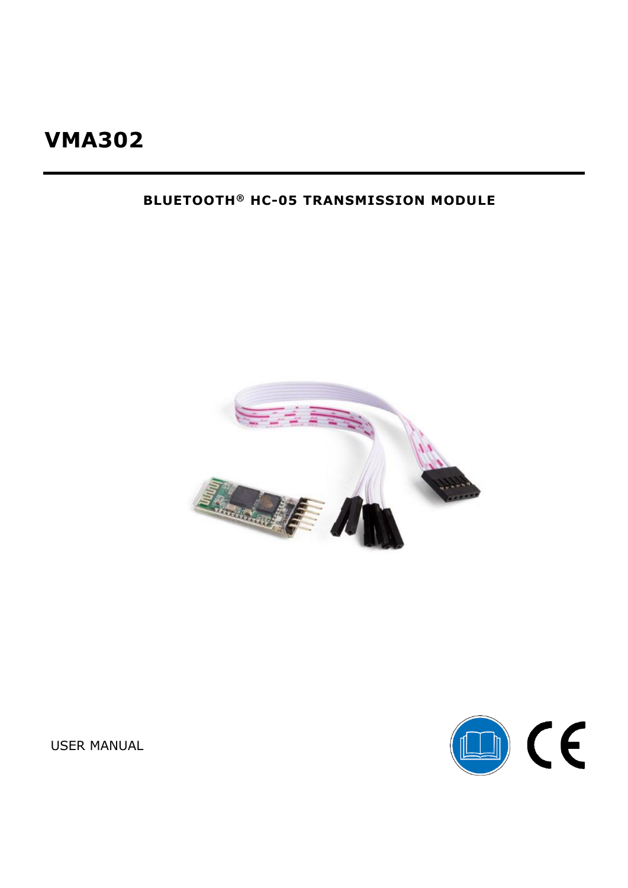# VMA302

**BLUETOOTH® HC-05 TRANSMISSION MODULE**

USER MANUAL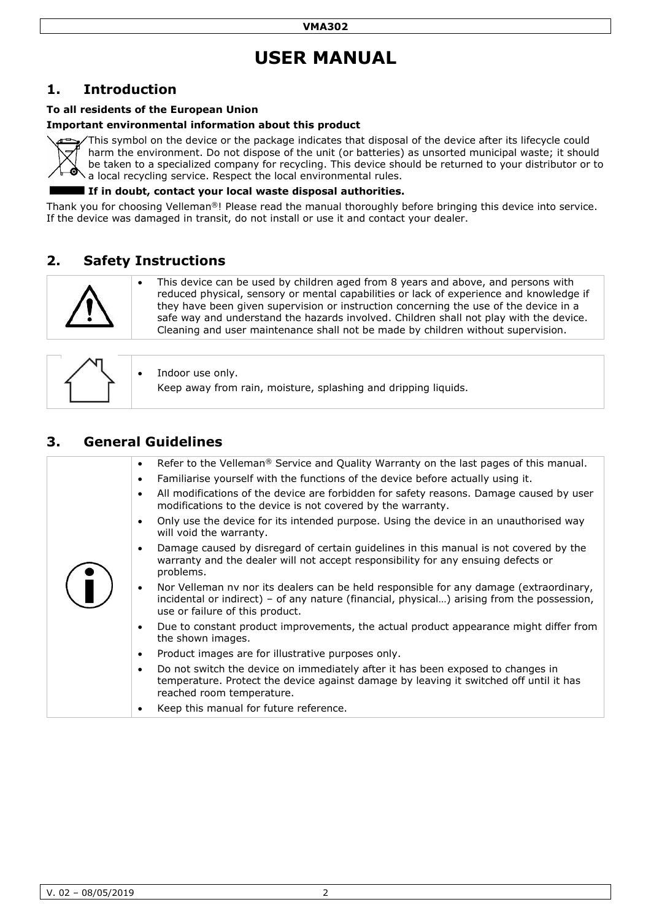# USER MANUAL

## 1. Introduction

**To all residents of the European Union**

**Important environmental information about this product**

This symbol on the device or the package indicates that disposal of the device after its lifecycle could harm the environment. Do not dispose of the unit (or batteries) as unsorted municipal waste; it should be taken to a specialized company for recycling. This device should be returned to your distributor or to a local recycling service. Respect the local environmental rules.

**If in doubt, contact your local waste disposal authorities.**

Thank you for choosing Velleman®! Please read the manual thoroughly before bringing this device into service. If the device was damaged in transit, do not install or use it and contact your dealer.

## 2. Safety Instructions

- This device can be used by children aged from 8 years and above, and persons with reduced physical, sensory or mental capabilities or lack of experience and knowledge if they have been given supervision or instruction concerning the use of the device in a safe way and understand the hazards involved. Children shall not play with the device. Cleaning and user maintenance shall not be made by children without supervision.

- Indoor use only.
  Keep away from rain, moisture, splashing and dripping liquids.

## 3. General Guidelines

- Refer to the Velleman® Service and Quality Warranty on the last pages of this manual.
- Familiarise yourself with the functions of the device before actually using it.
- All modifications of the device are forbidden for safety reasons. Damage caused by user modifications to the device is not covered by the warranty.
- Only use the device for its intended purpose. Using the device in an unauthorised way will void the warranty.
- Damage caused by disregard of certain guidelines in this manual is not covered by the warranty and the dealer will not accept responsibility for any ensuing defects or problems.
- Nor Velleman nv nor its dealers can be held responsible for any damage (extraordinary, incidental or indirect) – of any nature (financial, physical…) arising from the possession, use or failure of this product.
- Due to constant product improvements, the actual product appearance might differ from the shown images.
- Product images are for illustrative purposes only.
- Do not switch the device on immediately after it has been exposed to changes in temperature. Protect the device against damage by leaving it switched off until it has reached room temperature.
- Keep this manual for future reference.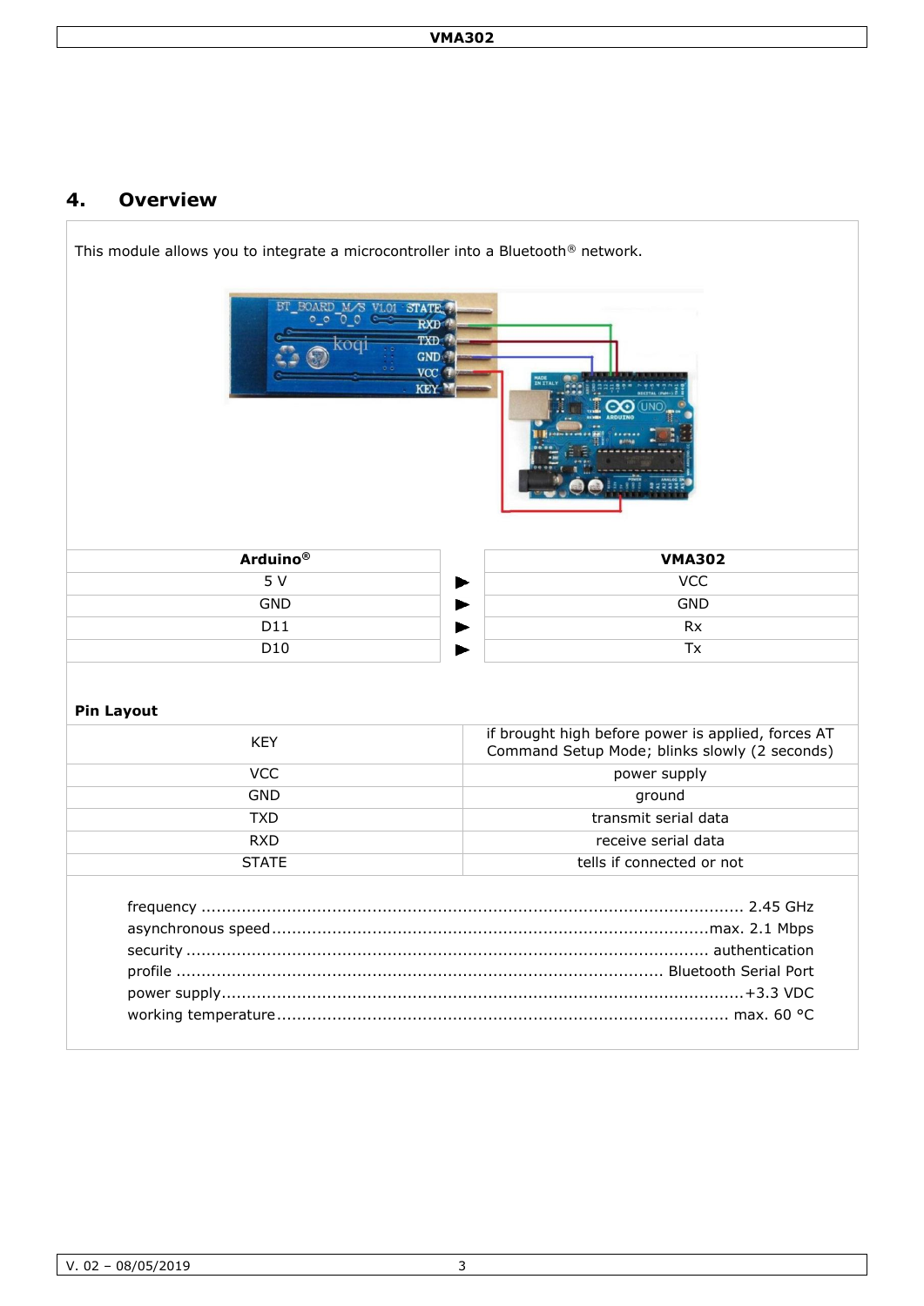## 4. Overview

This module allows you to integrate a microcontroller into a Bluetooth® network.

| Arduino® | | VMA302 |
|---|---|---|
| 5 V | ► | VCC |
| GND | ► | GND |
| D11 | ► | Rx |
| D10 | ► | Tx |

**Pin Layout**

| | |
|---|---|
| KEY | if brought high before power is applied, forces AT Command Setup Mode; blinks slowly (2 seconds) |
| VCC | power supply |
| GND | ground |
| TXD | transmit serial data |
| RXD | receive serial data |
| STATE | tells if connected or not |

frequency .......... 2.45 GHz
asynchronous speed .......... max. 2.1 Mbps
security .......... authentication
profile .......... Bluetooth Serial Port
power supply .......... +3.3 VDC
working temperature .......... max. 60 °C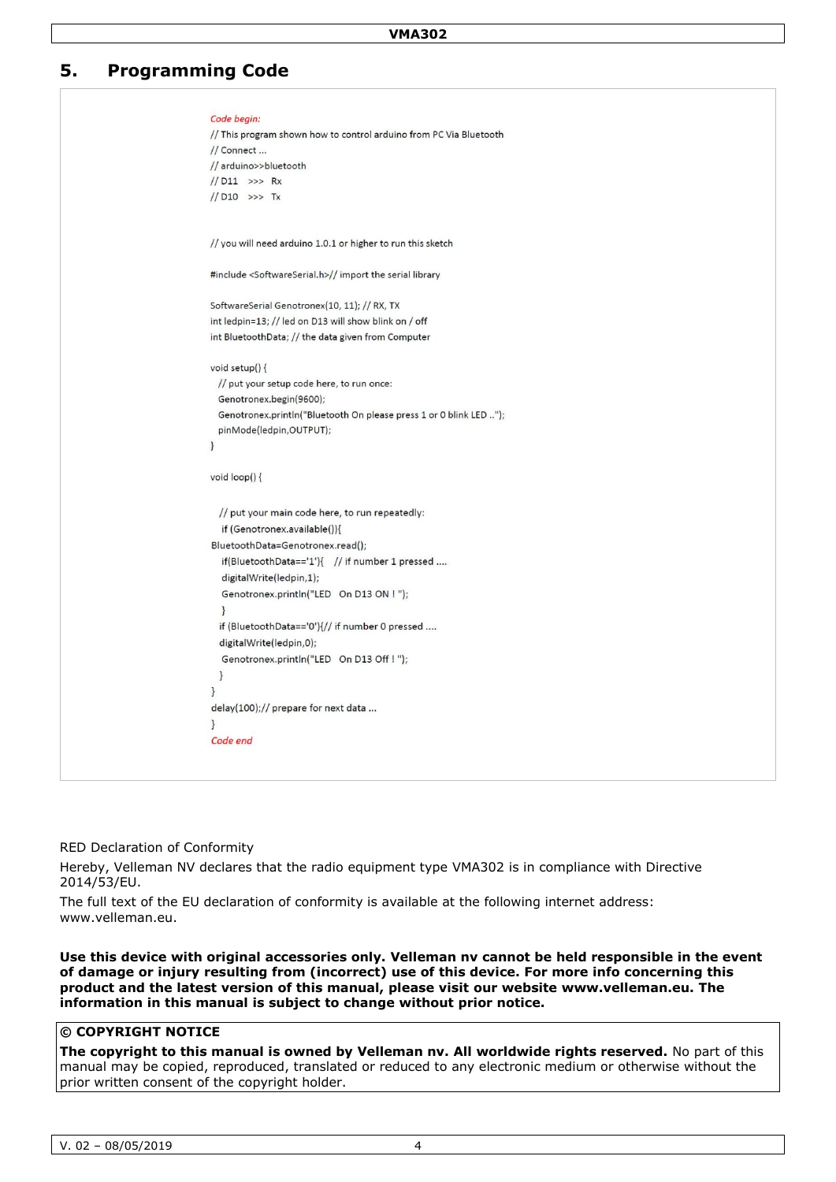## 5. Programming Code

```
Code begin:
// This program shown how to control arduino from PC Via Bluetooth
// Connect ...
// arduino>>bluetooth
// D11   >>>  Rx
// D10   >>>  Tx


// you will need arduino 1.0.1 or higher to run this sketch

#include <SoftwareSerial.h>// import the serial library

SoftwareSerial Genotronex(10, 11); // RX, TX
int ledpin=13; // led on D13 will show blink on / off
int BluetoothData; // the data given from Computer

void setup() {
  // put your setup code here, to run once:
  Genotronex.begin(9600);
  Genotronex.println("Bluetooth On please press 1 or 0 blink LED ..");
  pinMode(ledpin,OUTPUT);
}

void loop() {

   // put your main code here, to run repeatedly:
    if (Genotronex.available()){
BluetoothData=Genotronex.read();
    if(BluetoothData=='1'){   // if number 1 pressed ....
    digitalWrite(ledpin,1);
    Genotronex.println("LED  On D13 ON ! ");
    }
   if (BluetoothData=='0'){// if number 0 pressed ....
   digitalWrite(ledpin,0);
    Genotronex.println("LED  On D13 Off ! ");
   }
}
delay(100);// prepare for next data ...
}
Code end
```

RED Declaration of Conformity

Hereby, Velleman NV declares that the radio equipment type VMA302 is in compliance with Directive 2014/53/EU.

The full text of the EU declaration of conformity is available at the following internet address: www.velleman.eu.

**Use this device with original accessories only. Velleman nv cannot be held responsible in the event of damage or injury resulting from (incorrect) use of this device. For more info concerning this product and the latest version of this manual, please visit our website www.velleman.eu. The information in this manual is subject to change without prior notice.**

**© COPYRIGHT NOTICE**

**The copyright to this manual is owned by Velleman nv. All worldwide rights reserved.** No part of this manual may be copied, reproduced, translated or reduced to any electronic medium or otherwise without the prior written consent of the copyright holder.

V. 02 – 08/05/2019